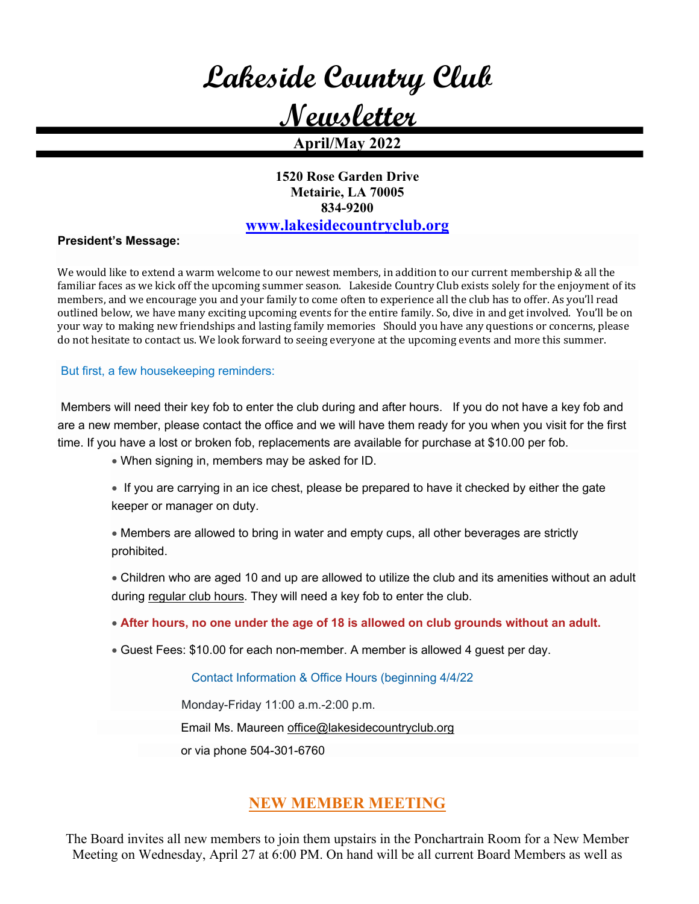# Lakeside Country Club Newsletter

**April/May 2022**

**1520 Rose Garden Drive**
**Metairie, LA 70005**
**834-9200**
**www.lakesidecountryclub.org**

**President's Message:**

We would like to extend a warm welcome to our newest members, in addition to our current membership & all the familiar faces as we kick off the upcoming summer season. Lakeside Country Club exists solely for the enjoyment of its members, and we encourage you and your family to come often to experience all the club has to offer. As you'll read outlined below, we have many exciting upcoming events for the entire family. So, dive in and get involved. You'll be on your way to making new friendships and lasting family memories Should you have any questions or concerns, please do not hesitate to contact us. We look forward to seeing everyone at the upcoming events and more this summer.

But first, a few housekeeping reminders:

Members will need their key fob to enter the club during and after hours. If you do not have a key fob and are a new member, please contact the office and we will have them ready for you when you visit for the first time. If you have a lost or broken fob, replacements are available for purchase at $10.00 per fob.

- When signing in, members may be asked for ID.
- If you are carrying in an ice chest, please be prepared to have it checked by either the gate keeper or manager on duty.
- Members are allowed to bring in water and empty cups, all other beverages are strictly prohibited.
- Children who are aged 10 and up are allowed to utilize the club and its amenities without an adult during regular club hours. They will need a key fob to enter the club.
- **After hours, no one under the age of 18 is allowed on club grounds without an adult.**
- Guest Fees: $10.00 for each non-member. A member is allowed 4 guest per day.

Contact Information & Office Hours (beginning 4/4/22

Monday-Friday 11:00 a.m.-2:00 p.m.

Email Ms. Maureen office@lakesidecountryclub.org

or via phone 504-301-6760

## NEW MEMBER MEETING

The Board invites all new members to join them upstairs in the Ponchartrain Room for a New Member Meeting on Wednesday, April 27 at 6:00 PM. On hand will be all current Board Members as well as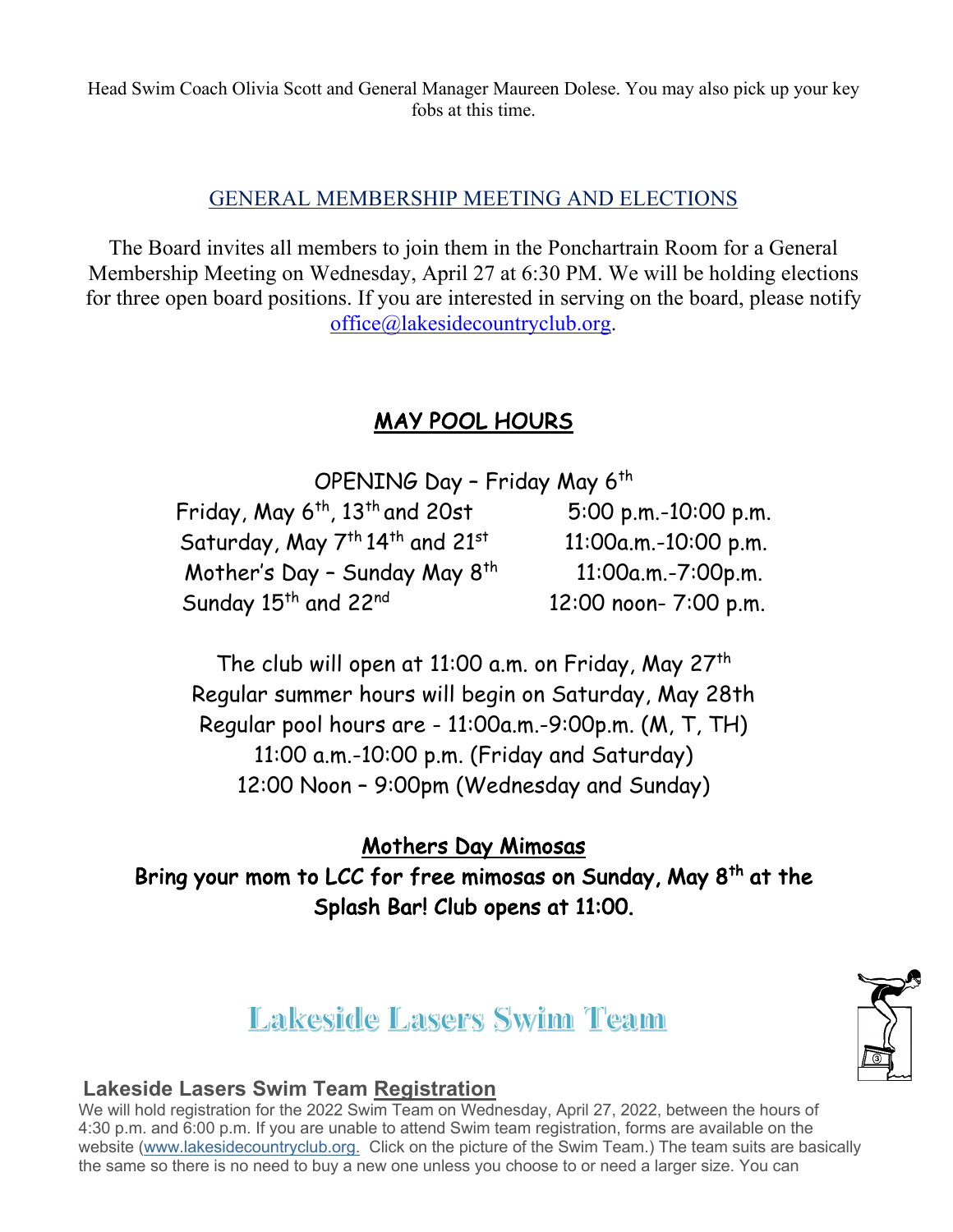Head Swim Coach Olivia Scott and General Manager Maureen Dolese. You may also pick up your key fobs at this time.

## GENERAL MEMBERSHIP MEETING AND ELECTIONS

The Board invites all members to join them in the Ponchartrain Room for a General Membership Meeting on Wednesday, April 27 at 6:30 PM. We will be holding elections for three open board positions. If you are interested in serving on the board, please notify office@lakesidecountryclub.org.

## MAY POOL HOURS

OPENING Day – Friday May 6th

| | |
|---|---|
| Friday, May 6th, 13th and 20st | 5:00 p.m.-10:00 p.m. |
| Saturday, May 7th 14th and 21st | 11:00a.m.-10:00 p.m. |
| Mother's Day – Sunday May 8th | 11:00a.m.-7:00p.m. |
| Sunday 15th and 22nd | 12:00 noon- 7:00 p.m. |

The club will open at 11:00 a.m. on Friday, May 27th
Regular summer hours will begin on Saturday, May 28th
Regular pool hours are - 11:00a.m.-9:00p.m. (M, T, TH)
11:00 a.m.-10:00 p.m. (Friday and Saturday)
12:00 Noon – 9:00pm (Wednesday and Sunday)

## Mothers Day Mimosas

**Bring your mom to LCC for free mimosas on Sunday, May 8th at the Splash Bar! Club opens at 11:00.**

# Lakeside Lasers Swim Team

### Lakeside Lasers Swim Team Registration

We will hold registration for the 2022 Swim Team on Wednesday, April 27, 2022, between the hours of 4:30 p.m. and 6:00 p.m. If you are unable to attend Swim team registration, forms are available on the website (www.lakesidecountryclub.org. Click on the picture of the Swim Team.) The team suits are basically the same so there is no need to buy a new one unless you choose to or need a larger size. You can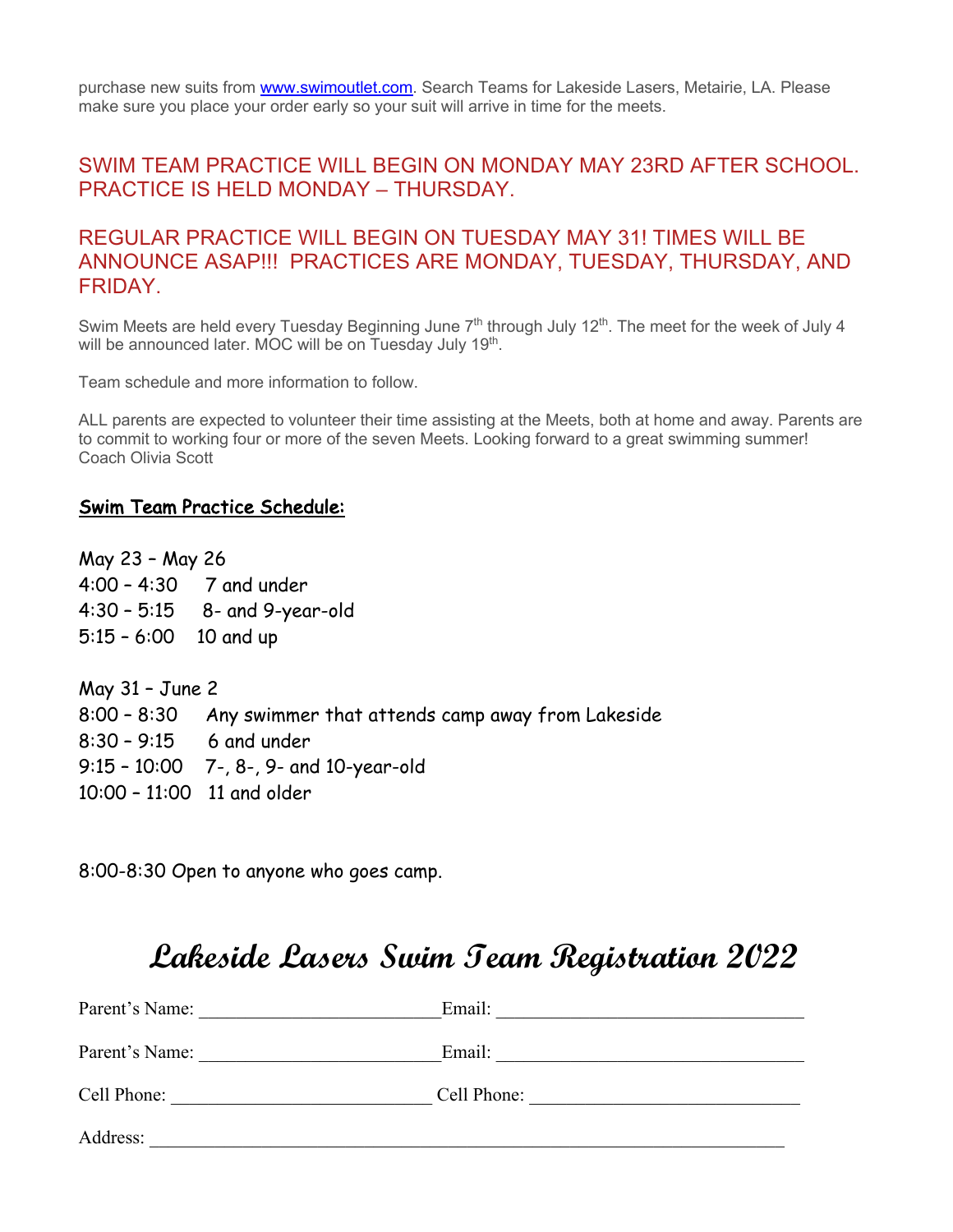purchase new suits from www.swimoutlet.com. Search Teams for Lakeside Lasers, Metairie, LA. Please make sure you place your order early so your suit will arrive in time for the meets.

SWIM TEAM PRACTICE WILL BEGIN ON MONDAY MAY 23RD AFTER SCHOOL. PRACTICE IS HELD MONDAY – THURSDAY.

REGULAR PRACTICE WILL BEGIN ON TUESDAY MAY 31! TIMES WILL BE ANNOUNCE ASAP!!! PRACTICES ARE MONDAY, TUESDAY, THURSDAY, AND FRIDAY.

Swim Meets are held every Tuesday Beginning June 7th through July 12th. The meet for the week of July 4 will be announced later. MOC will be on Tuesday July 19th.

Team schedule and more information to follow.

ALL parents are expected to volunteer their time assisting at the Meets, both at home and away. Parents are to commit to working four or more of the seven Meets. Looking forward to a great swimming summer!
Coach Olivia Scott

**Swim Team Practice Schedule:**

May 23 – May 26
4:00 – 4:30 7 and under
4:30 – 5:15 8- and 9-year-old
5:15 – 6:00 10 and up

May 31 – June 2
8:00 – 8:30 Any swimmer that attends camp away from Lakeside
8:30 – 9:15 6 and under
9:15 – 10:00 7-, 8-, 9- and 10-year-old
10:00 – 11:00 11 and older

8:00-8:30 Open to anyone who goes camp.

# Lakeside Lasers Swim Team Registration 2022

Parent's Name: ______________________ Email: ____________________________

Parent's Name: ______________________ Email: ____________________________

Cell Phone: _________________________ Cell Phone: _________________________

Address: ___________________________________________________________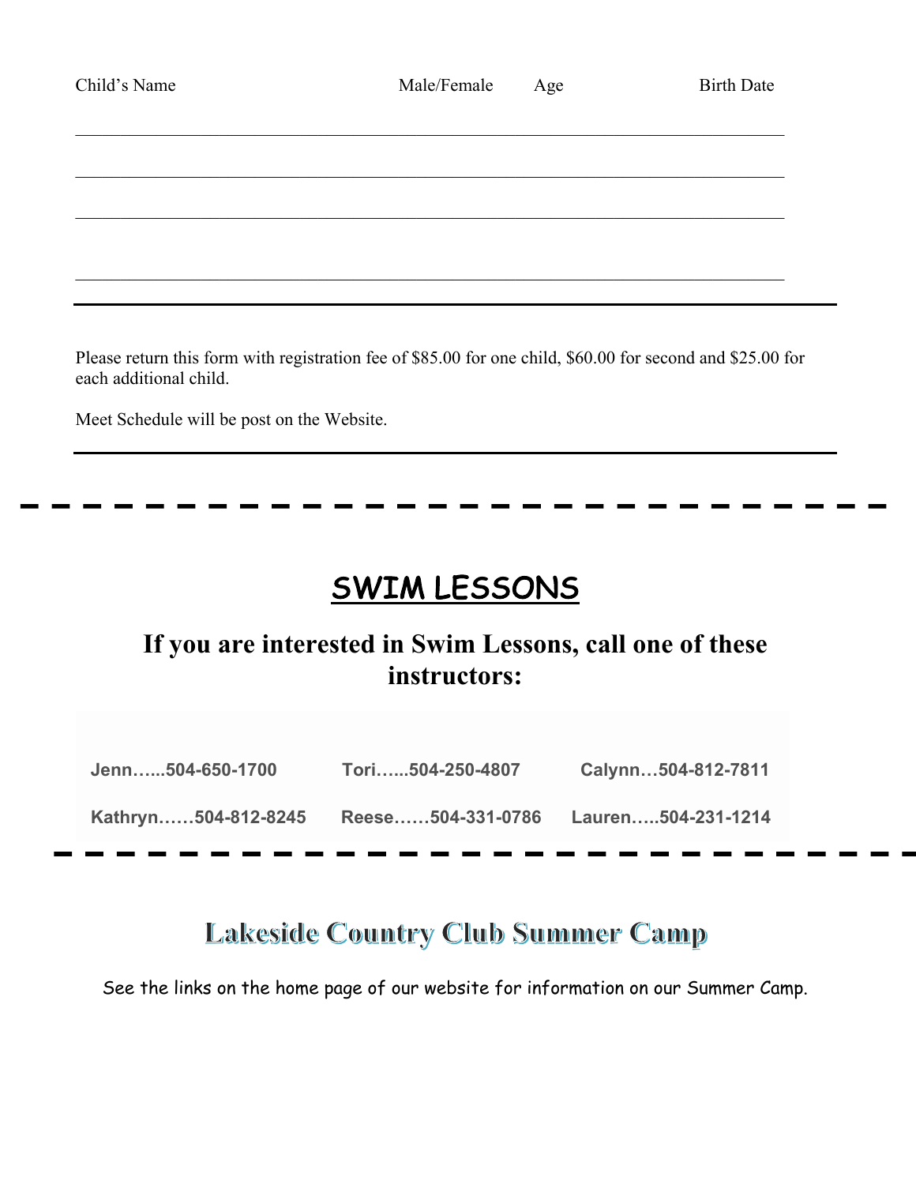| Child's Name | Male/Female | Age | Birth Date |
| --- | --- | --- | --- |
| | | | |
| | | | |
| | | | |
| | | | |

Please return this form with registration fee of $85.00 for one child, $60.00 for second and $25.00 for each additional child.

Meet Schedule will be post on the Website.

---

# SWIM LESSONS

## If you are interested in Swim Lessons, call one of these instructors:

| | | |
| --- | --- | --- |
| **Jenn…...504-650-1700** | **Tori…...504-250-4807** | **Calynn…504-812-7811** |
| **Kathryn……504-812-8245** | **Reese……504-331-0786** | **Lauren…..504-231-1214** |

---

## Lakeside Country Club Summer Camp

See the links on the home page of our website for information on our Summer Camp.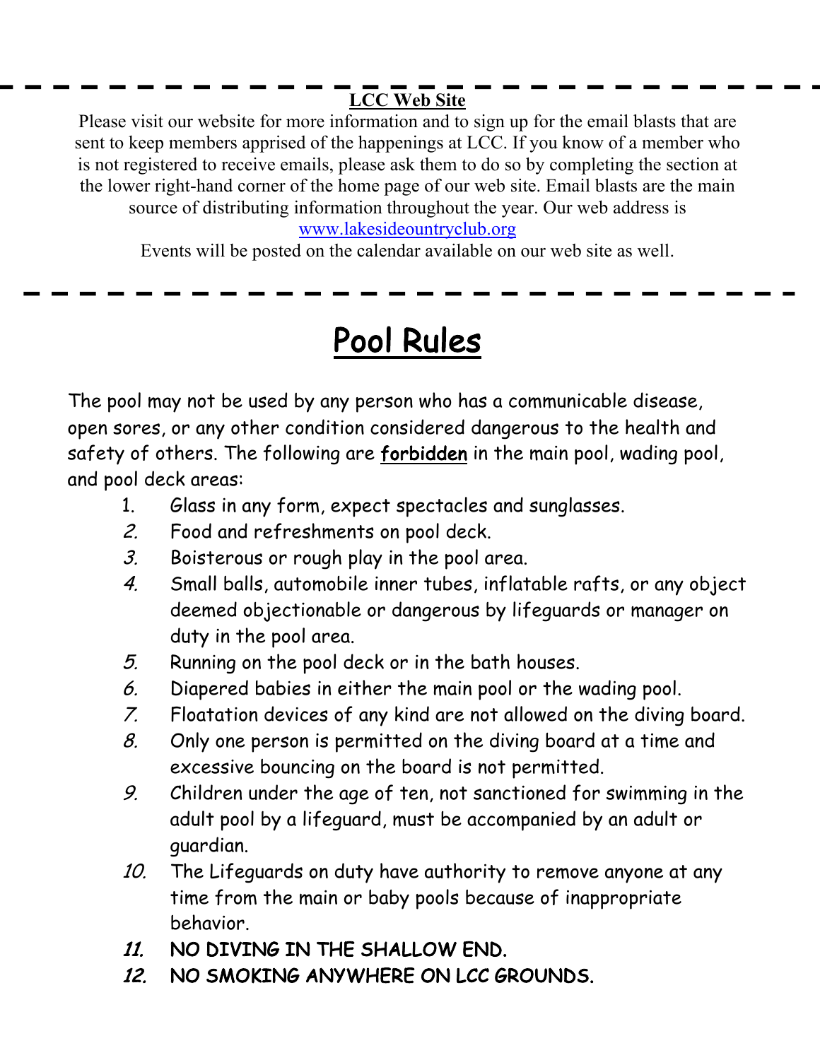**LCC Web Site**

Please visit our website for more information and to sign up for the email blasts that are sent to keep members apprised of the happenings at LCC. If you know of a member who is not registered to receive emails, please ask them to do so by completing the section at the lower right-hand corner of the home page of our web site. Email blasts are the main source of distributing information throughout the year. Our web address is www.lakesideountryclub.org

Events will be posted on the calendar available on our web site as well.

# Pool Rules

The pool may not be used by any person who has a communicable disease, open sores, or any other condition considered dangerous to the health and safety of others. The following are **forbidden** in the main pool, wading pool, and pool deck areas:

1. Glass in any form, expect spectacles and sunglasses.
2. Food and refreshments on pool deck.
3. Boisterous or rough play in the pool area.
4. Small balls, automobile inner tubes, inflatable rafts, or any object deemed objectionable or dangerous by lifeguards or manager on duty in the pool area.
5. Running on the pool deck or in the bath houses.
6. Diapered babies in either the main pool or the wading pool.
7. Floatation devices of any kind are not allowed on the diving board.
8. Only one person is permitted on the diving board at a time and excessive bouncing on the board is not permitted.
9. Children under the age of ten, not sanctioned for swimming in the adult pool by a lifeguard, must be accompanied by an adult or guardian.
10. The Lifeguards on duty have authority to remove anyone at any time from the main or baby pools because of inappropriate behavior.
11. **NO DIVING IN THE SHALLOW END.**
12. **NO SMOKING ANYWHERE ON LCC GROUNDS.**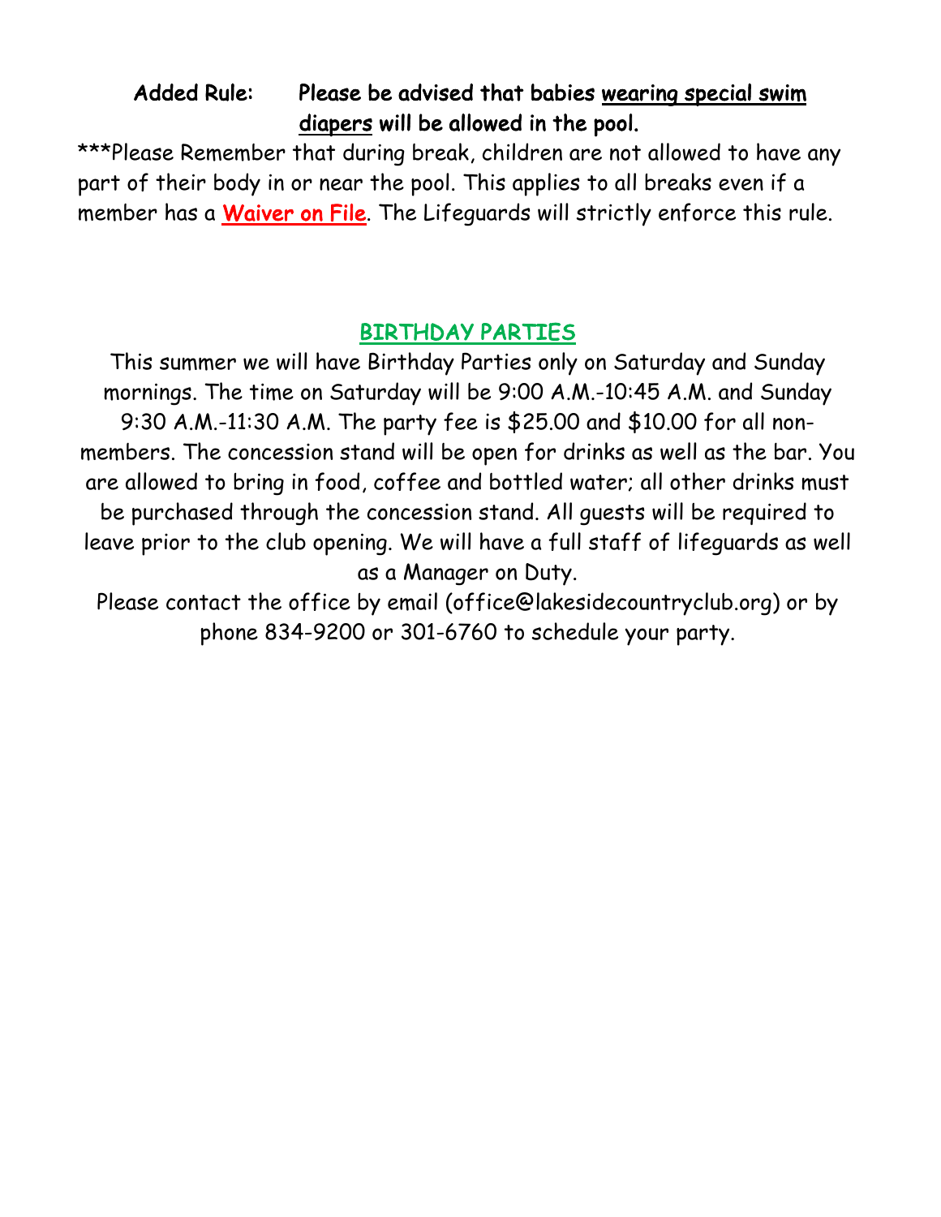**Added Rule:** **Please be advised that babies wearing special swim diapers will be allowed in the pool.**

***Please Remember that during break, children are not allowed to have any part of their body in or near the pool. This applies to all breaks even if a member has a **Waiver on File**. The Lifeguards will strictly enforce this rule.

## BIRTHDAY PARTIES

This summer we will have Birthday Parties only on Saturday and Sunday mornings. The time on Saturday will be 9:00 A.M.-10:45 A.M. and Sunday 9:30 A.M.-11:30 A.M. The party fee is $25.00 and $10.00 for all non-members. The concession stand will be open for drinks as well as the bar. You are allowed to bring in food, coffee and bottled water; all other drinks must be purchased through the concession stand. All guests will be required to leave prior to the club opening. We will have a full staff of lifeguards as well as a Manager on Duty.

Please contact the office by email (office@lakesidecountryclub.org) or by phone 834-9200 or 301-6760 to schedule your party.